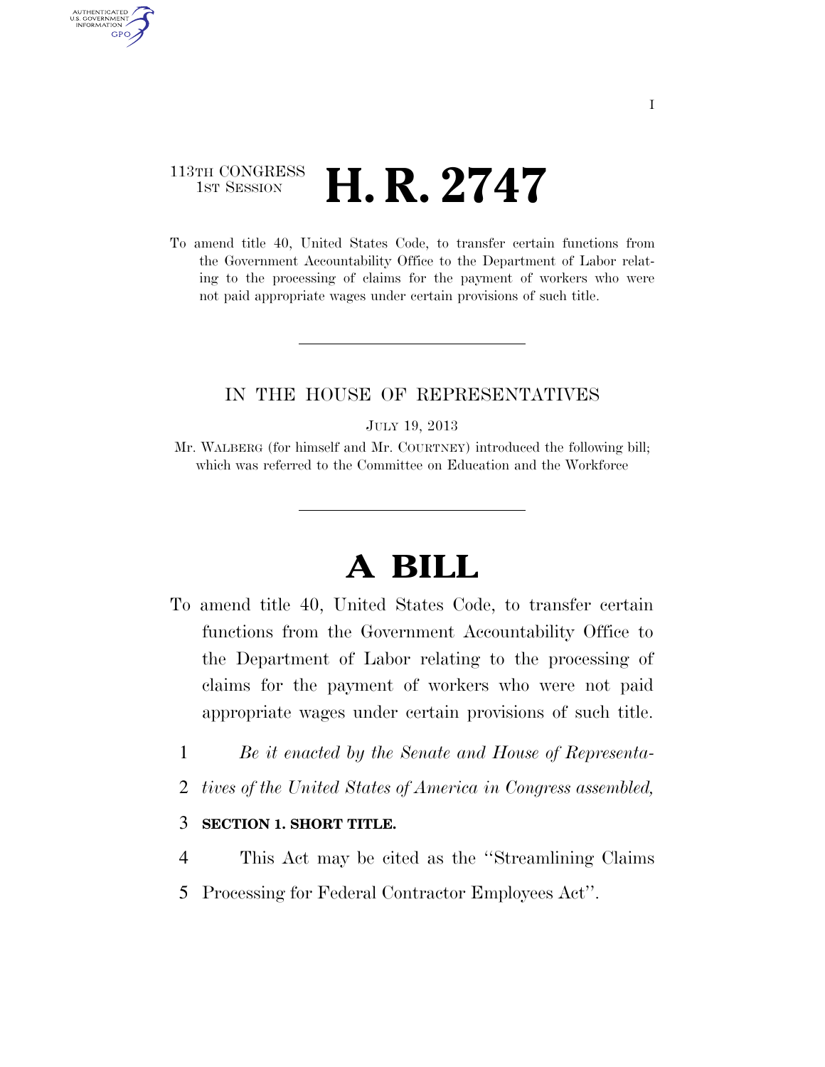113TH CONGRESS
1ST SESSION

# H. R. 2747

To amend title 40, United States Code, to transfer certain functions from the Government Accountability Office to the Department of Labor relating to the processing of claims for the payment of workers who were not paid appropriate wages under certain provisions of such title.

---

IN THE HOUSE OF REPRESENTATIVES

JULY 19, 2013

Mr. WALBERG (for himself and Mr. COURTNEY) introduced the following bill; which was referred to the Committee on Education and the Workforce

---

# A BILL

To amend title 40, United States Code, to transfer certain functions from the Government Accountability Office to the Department of Labor relating to the processing of claims for the payment of workers who were not paid appropriate wages under certain provisions of such title.

1 *Be it enacted by the Senate and House of Representa-*
2 *tives of the United States of America in Congress assembled,*

3 **SECTION 1. SHORT TITLE.**

4 This Act may be cited as the "Streamlining Claims
5 Processing for Federal Contractor Employees Act".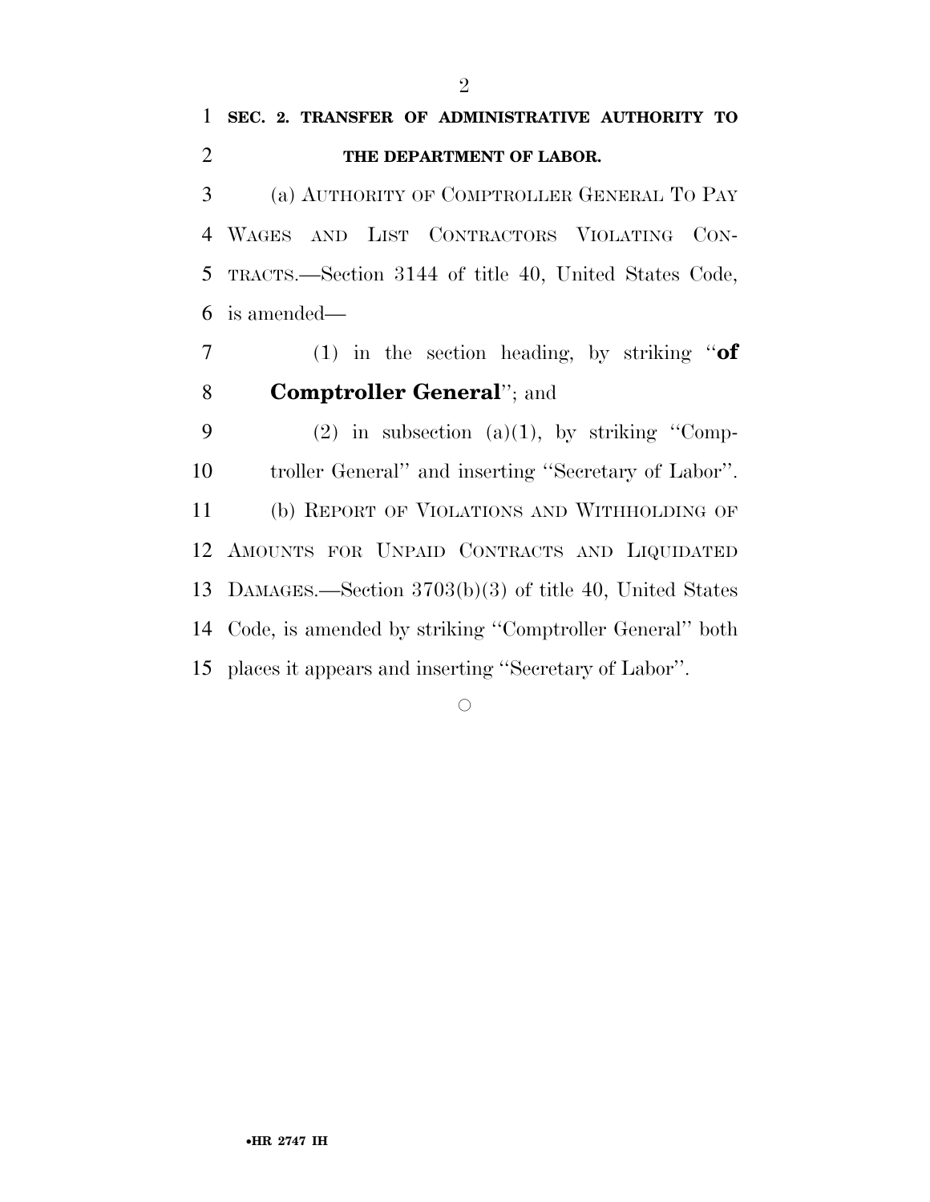**SEC. 2. TRANSFER OF ADMINISTRATIVE AUTHORITY TO THE DEPARTMENT OF LABOR.**

(a) AUTHORITY OF COMPTROLLER GENERAL TO PAY WAGES AND LIST CONTRACTORS VIOLATING CONTRACTS.—Section 3144 of title 40, United States Code, is amended—

(1) in the section heading, by striking "**of Comptroller General**"; and

(2) in subsection (a)(1), by striking "Comptroller General" and inserting "Secretary of Labor".

(b) REPORT OF VIOLATIONS AND WITHHOLDING OF AMOUNTS FOR UNPAID CONTRACTS AND LIQUIDATED DAMAGES.—Section 3703(b)(3) of title 40, United States Code, is amended by striking "Comptroller General" both places it appears and inserting "Secretary of Labor".

○